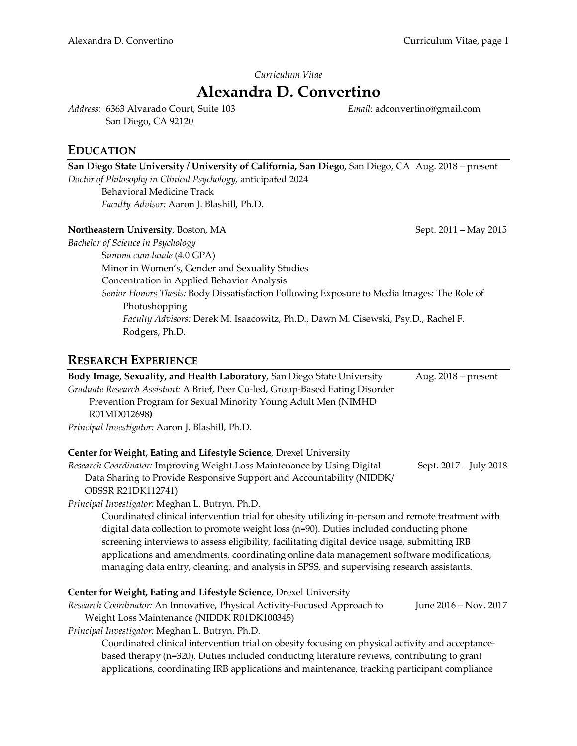*Curriculum Vitae*

# Alexandra D. Convertino

*Address:* 6363 Alvarado Court, Suite 103
San Diego, CA 92120

*Email*: adconvertino@gmail.com

## EDUCATION

**San Diego State University / University of California, San Diego**, San Diego, CA — Aug. 2018 – present
*Doctor of Philosophy in Clinical Psychology,* anticipated 2024
Behavioral Medicine Track
*Faculty Advisor:* Aaron J. Blashill, Ph.D.

**Northeastern University**, Boston, MA — Sept. 2011 – May 2015
*Bachelor of Science in Psychology*
*Summa cum laude* (4.0 GPA)
Minor in Women's, Gender and Sexuality Studies
Concentration in Applied Behavior Analysis
*Senior Honors Thesis:* Body Dissatisfaction Following Exposure to Media Images: The Role of Photoshopping
*Faculty Advisors:* Derek M. Isaacowitz, Ph.D., Dawn M. Cisewski, Psy.D., Rachel F. Rodgers, Ph.D.

## RESEARCH EXPERIENCE

**Body Image, Sexuality, and Health Laboratory**, San Diego State University — Aug. 2018 – present
*Graduate Research Assistant:* A Brief, Peer Co-led, Group-Based Eating Disorder Prevention Program for Sexual Minority Young Adult Men (NIMHD R01MD012698**)**
*Principal Investigator:* Aaron J. Blashill, Ph.D.

**Center for Weight, Eating and Lifestyle Science**, Drexel University
*Research Coordinator:* Improving Weight Loss Maintenance by Using Digital Data Sharing to Provide Responsive Support and Accountability (NIDDK/ OBSSR R21DK112741) — Sept. 2017 – July 2018
*Principal Investigator:* Meghan L. Butryn, Ph.D.

Coordinated clinical intervention trial for obesity utilizing in-person and remote treatment with digital data collection to promote weight loss (n=90). Duties included conducting phone screening interviews to assess eligibility, facilitating digital device usage, submitting IRB applications and amendments, coordinating online data management software modifications, managing data entry, cleaning, and analysis in SPSS, and supervising research assistants.

**Center for Weight, Eating and Lifestyle Science**, Drexel University
*Research Coordinator:* An Innovative, Physical Activity-Focused Approach to Weight Loss Maintenance (NIDDK R01DK100345) — June 2016 – Nov. 2017
*Principal Investigator:* Meghan L. Butryn, Ph.D.

Coordinated clinical intervention trial on obesity focusing on physical activity and acceptance-based therapy (n=320). Duties included conducting literature reviews, contributing to grant applications, coordinating IRB applications and maintenance, tracking participant compliance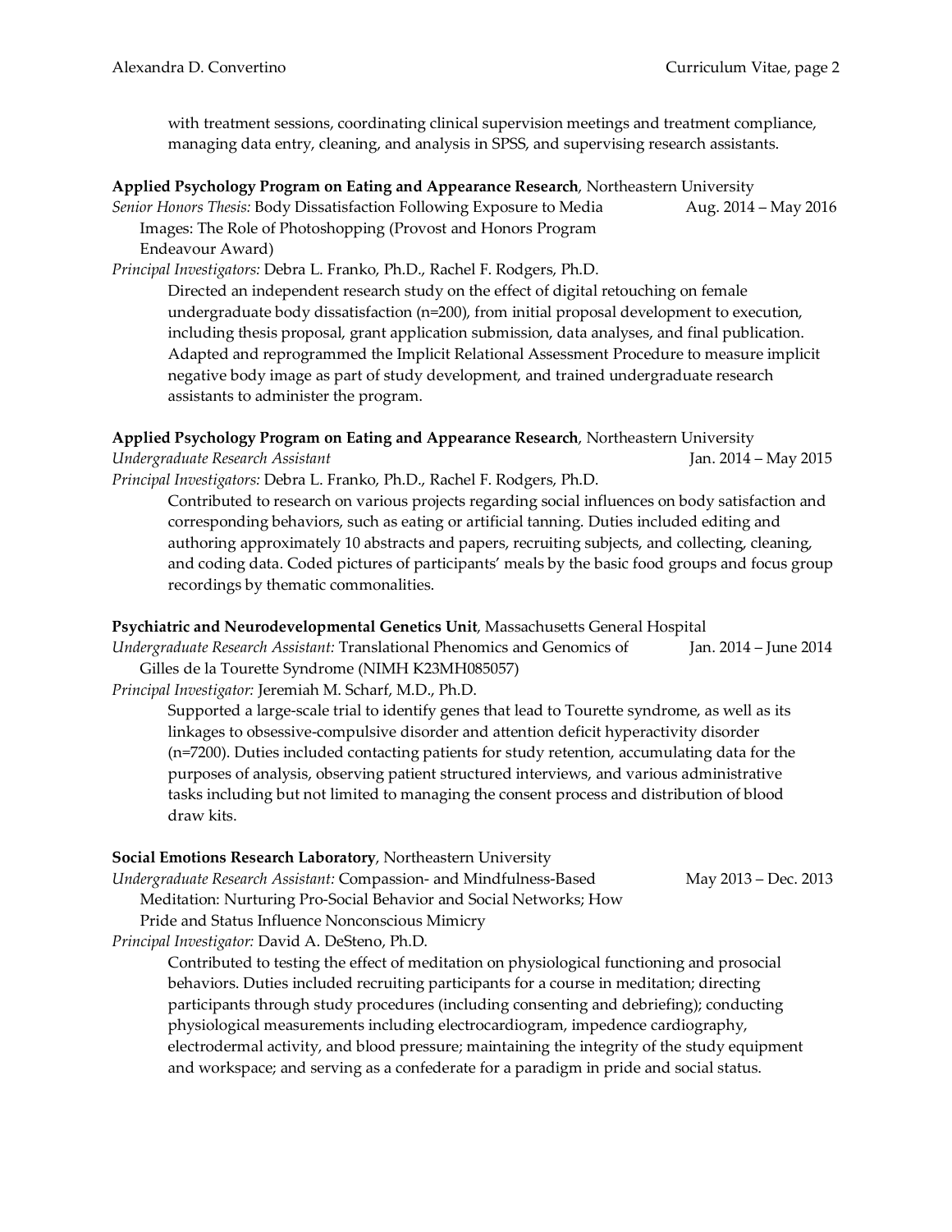with treatment sessions, coordinating clinical supervision meetings and treatment compliance, managing data entry, cleaning, and analysis in SPSS, and supervising research assistants.

**Applied Psychology Program on Eating and Appearance Research**, Northeastern University
*Senior Honors Thesis:* Body Dissatisfaction Following Exposure to Media Images: The Role of Photoshopping (Provost and Honors Program Endeavour Award) — Aug. 2014 – May 2016
*Principal Investigators:* Debra L. Franko, Ph.D., Rachel F. Rodgers, Ph.D.

Directed an independent research study on the effect of digital retouching on female undergraduate body dissatisfaction (n=200), from initial proposal development to execution, including thesis proposal, grant application submission, data analyses, and final publication. Adapted and reprogrammed the Implicit Relational Assessment Procedure to measure implicit negative body image as part of study development, and trained undergraduate research assistants to administer the program.

**Applied Psychology Program on Eating and Appearance Research**, Northeastern University
*Undergraduate Research Assistant* — Jan. 2014 – May 2015
*Principal Investigators:* Debra L. Franko, Ph.D., Rachel F. Rodgers, Ph.D.

Contributed to research on various projects regarding social influences on body satisfaction and corresponding behaviors, such as eating or artificial tanning. Duties included editing and authoring approximately 10 abstracts and papers, recruiting subjects, and collecting, cleaning, and coding data. Coded pictures of participants' meals by the basic food groups and focus group recordings by thematic commonalities.

**Psychiatric and Neurodevelopmental Genetics Unit**, Massachusetts General Hospital
*Undergraduate Research Assistant:* Translational Phenomics and Genomics of Gilles de la Tourette Syndrome (NIMH K23MH085057) — Jan. 2014 – June 2014
*Principal Investigator:* Jeremiah M. Scharf, M.D., Ph.D.

Supported a large-scale trial to identify genes that lead to Tourette syndrome, as well as its linkages to obsessive-compulsive disorder and attention deficit hyperactivity disorder (n=7200). Duties included contacting patients for study retention, accumulating data for the purposes of analysis, observing patient structured interviews, and various administrative tasks including but not limited to managing the consent process and distribution of blood draw kits.

**Social Emotions Research Laboratory**, Northeastern University
*Undergraduate Research Assistant:* Compassion- and Mindfulness-Based Meditation: Nurturing Pro-Social Behavior and Social Networks; How Pride and Status Influence Nonconscious Mimicry — May 2013 – Dec. 2013
*Principal Investigator:* David A. DeSteno, Ph.D.

Contributed to testing the effect of meditation on physiological functioning and prosocial behaviors. Duties included recruiting participants for a course in meditation; directing participants through study procedures (including consenting and debriefing); conducting physiological measurements including electrocardiogram, impedence cardiography, electrodermal activity, and blood pressure; maintaining the integrity of the study equipment and workspace; and serving as a confederate for a paradigm in pride and social status.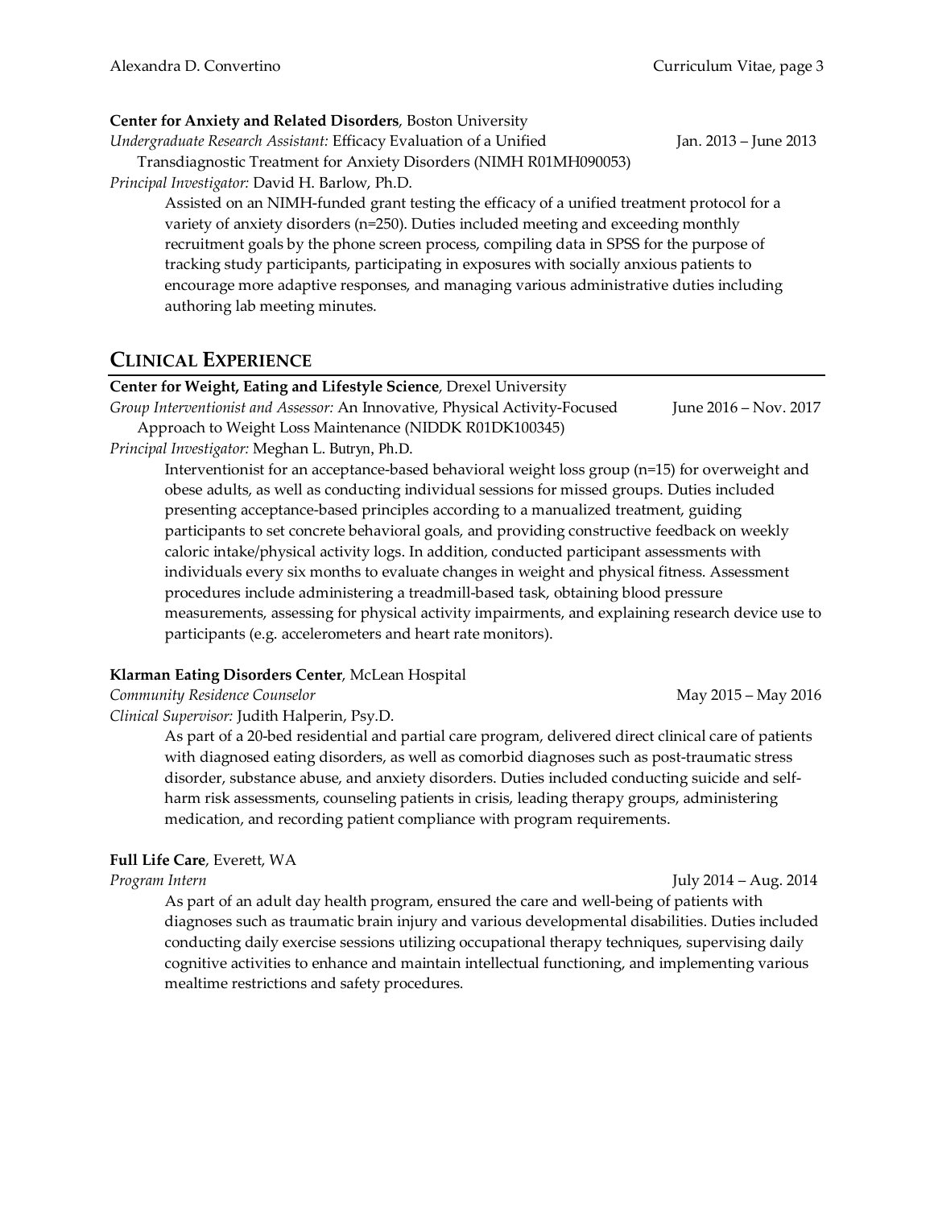**Center for Anxiety and Related Disorders**, Boston University

*Undergraduate Research Assistant:* Efficacy Evaluation of a Unified Transdiagnostic Treatment for Anxiety Disorders (NIMH R01MH090053) — Jan. 2013 – June 2013

*Principal Investigator:* David H. Barlow, Ph.D.

Assisted on an NIMH-funded grant testing the efficacy of a unified treatment protocol for a variety of anxiety disorders (n=250). Duties included meeting and exceeding monthly recruitment goals by the phone screen process, compiling data in SPSS for the purpose of tracking study participants, participating in exposures with socially anxious patients to encourage more adaptive responses, and managing various administrative duties including authoring lab meeting minutes.

## Clinical Experience

**Center for Weight, Eating and Lifestyle Science**, Drexel University

*Group Interventionist and Assessor:* An Innovative, Physical Activity-Focused Approach to Weight Loss Maintenance (NIDDK R01DK100345) — June 2016 – Nov. 2017

*Principal Investigator:* Meghan L. Butryn, Ph.D.

Interventionist for an acceptance-based behavioral weight loss group (n=15) for overweight and obese adults, as well as conducting individual sessions for missed groups. Duties included presenting acceptance-based principles according to a manualized treatment, guiding participants to set concrete behavioral goals, and providing constructive feedback on weekly caloric intake/physical activity logs. In addition, conducted participant assessments with individuals every six months to evaluate changes in weight and physical fitness. Assessment procedures include administering a treadmill-based task, obtaining blood pressure measurements, assessing for physical activity impairments, and explaining research device use to participants (e.g. accelerometers and heart rate monitors).

**Klarman Eating Disorders Center**, McLean Hospital

*Community Residence Counselor* — May 2015 – May 2016

*Clinical Supervisor:* Judith Halperin, Psy.D.

As part of a 20-bed residential and partial care program, delivered direct clinical care of patients with diagnosed eating disorders, as well as comorbid diagnoses such as post-traumatic stress disorder, substance abuse, and anxiety disorders. Duties included conducting suicide and self-harm risk assessments, counseling patients in crisis, leading therapy groups, administering medication, and recording patient compliance with program requirements.

**Full Life Care**, Everett, WA

*Program Intern* — July 2014 – Aug. 2014

As part of an adult day health program, ensured the care and well-being of patients with diagnoses such as traumatic brain injury and various developmental disabilities. Duties included conducting daily exercise sessions utilizing occupational therapy techniques, supervising daily cognitive activities to enhance and maintain intellectual functioning, and implementing various mealtime restrictions and safety procedures.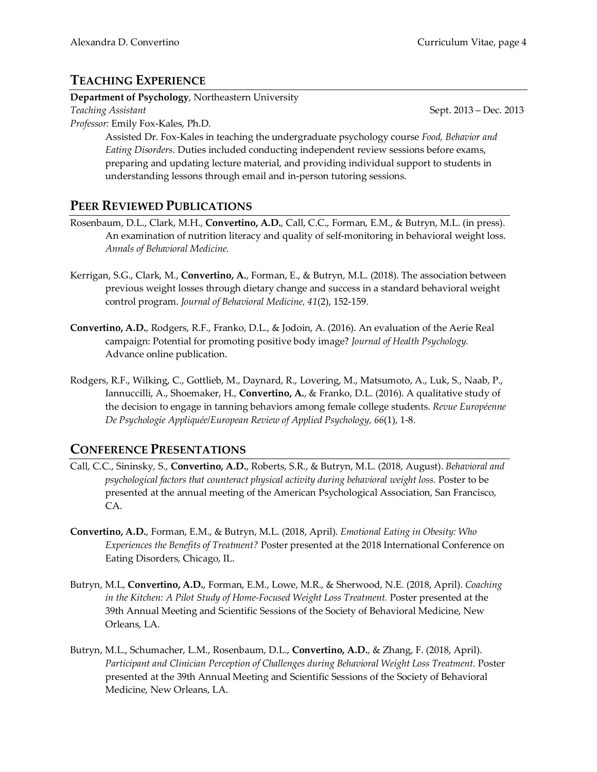## TEACHING EXPERIENCE

**Department of Psychology**, Northeastern University
*Teaching Assistant* — Sept. 2013 – Dec. 2013
*Professor:* Emily Fox-Kales, Ph.D.

Assisted Dr. Fox-Kales in teaching the undergraduate psychology course *Food, Behavior and Eating Disorders*. Duties included conducting independent review sessions before exams, preparing and updating lecture material, and providing individual support to students in understanding lessons through email and in-person tutoring sessions.

## PEER REVIEWED PUBLICATIONS

Rosenbaum, D.L., Clark, M.H., **Convertino, A.D.**, Call, C.C., Forman, E.M., & Butryn, M.L. (in press). An examination of nutrition literacy and quality of self-monitoring in behavioral weight loss. *Annals of Behavioral Medicine.*

Kerrigan, S.G., Clark, M., **Convertino, A.**, Forman, E., & Butryn, M.L. (2018). The association between previous weight losses through dietary change and success in a standard behavioral weight control program. *Journal of Behavioral Medicine, 41*(2), 152-159.

**Convertino, A.D.**, Rodgers, R.F., Franko, D.L., & Jodoin, A. (2016). An evaluation of the Aerie Real campaign: Potential for promoting positive body image? *Journal of Health Psychology.* Advance online publication.

Rodgers, R.F., Wilking, C., Gottlieb, M., Daynard, R., Lovering, M., Matsumoto, A., Luk, S., Naab, P., Iannuccilli, A., Shoemaker, H., **Convertino, A.**, & Franko, D.L. (2016). A qualitative study of the decision to engage in tanning behaviors among female college students. *Revue Européenne De Psychologie Appliquée/European Review of Applied Psychology, 66*(1), 1-8.

## CONFERENCE PRESENTATIONS

Call, C.C., Sininsky, S., **Convertino, A.D.**, Roberts, S.R., & Butryn, M.L. (2018, August). *Behavioral and psychological factors that counteract physical activity during behavioral weight loss.* Poster to be presented at the annual meeting of the American Psychological Association, San Francisco, CA.

**Convertino, A.D.**, Forman, E.M., & Butryn, M.L. (2018, April). *Emotional Eating in Obesity: Who Experiences the Benefits of Treatment?* Poster presented at the 2018 International Conference on Eating Disorders, Chicago, IL.

Butryn, M.L, **Convertino, A.D.**, Forman, E.M., Lowe, M.R., & Sherwood, N.E. (2018, April). *Coaching in the Kitchen: A Pilot Study of Home-Focused Weight Loss Treatment.* Poster presented at the 39th Annual Meeting and Scientific Sessions of the Society of Behavioral Medicine, New Orleans, LA.

Butryn, M.L., Schumacher, L.M., Rosenbaum, D.L., **Convertino, A.D.**, & Zhang, F. (2018, April). *Participant and Clinician Perception of Challenges during Behavioral Weight Loss Treatment.* Poster presented at the 39th Annual Meeting and Scientific Sessions of the Society of Behavioral Medicine, New Orleans, LA.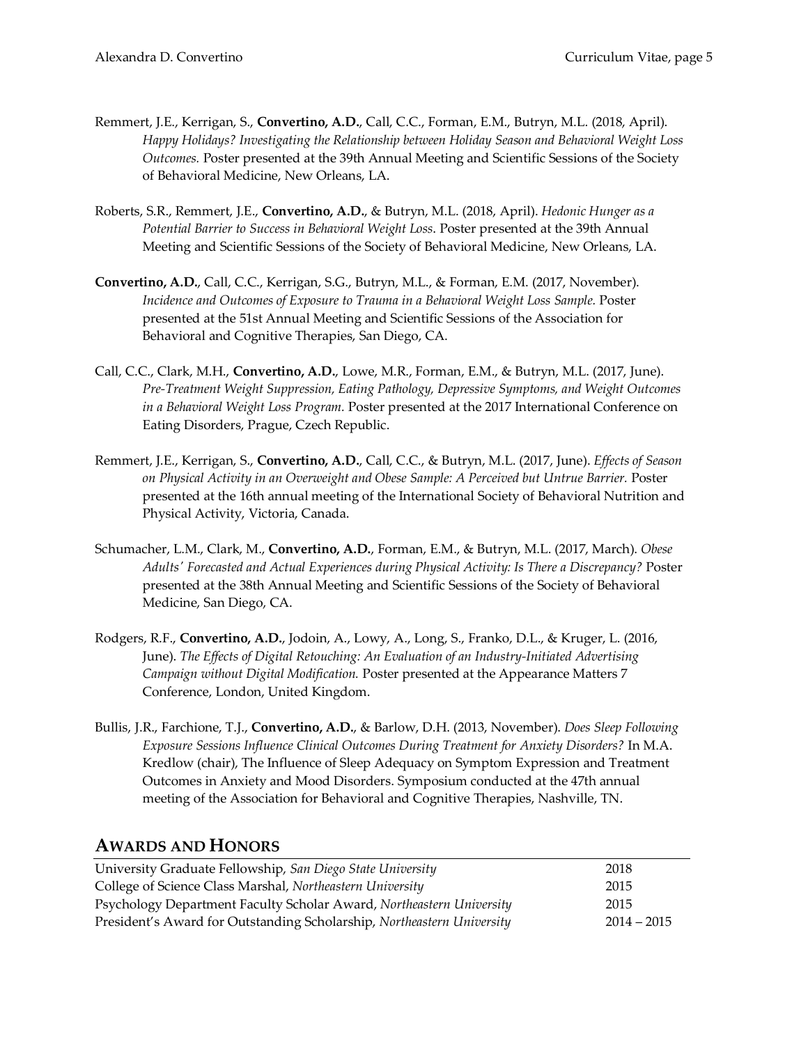Remmert, J.E., Kerrigan, S., **Convertino, A.D.**, Call, C.C., Forman, E.M., Butryn, M.L. (2018, April). *Happy Holidays? Investigating the Relationship between Holiday Season and Behavioral Weight Loss Outcomes.* Poster presented at the 39th Annual Meeting and Scientific Sessions of the Society of Behavioral Medicine, New Orleans, LA.

Roberts, S.R., Remmert, J.E., **Convertino, A.D.**, & Butryn, M.L. (2018, April). *Hedonic Hunger as a Potential Barrier to Success in Behavioral Weight Loss*. Poster presented at the 39th Annual Meeting and Scientific Sessions of the Society of Behavioral Medicine, New Orleans, LA.

**Convertino, A.D.**, Call, C.C., Kerrigan, S.G., Butryn, M.L., & Forman, E.M. (2017, November). *Incidence and Outcomes of Exposure to Trauma in a Behavioral Weight Loss Sample.* Poster presented at the 51st Annual Meeting and Scientific Sessions of the Association for Behavioral and Cognitive Therapies, San Diego, CA.

Call, C.C., Clark, M.H., **Convertino, A.D.**, Lowe, M.R., Forman, E.M., & Butryn, M.L. (2017, June). *Pre-Treatment Weight Suppression, Eating Pathology, Depressive Symptoms, and Weight Outcomes in a Behavioral Weight Loss Program.* Poster presented at the 2017 International Conference on Eating Disorders, Prague, Czech Republic.

Remmert, J.E., Kerrigan, S., **Convertino, A.D.**, Call, C.C., & Butryn, M.L. (2017, June). *Effects of Season on Physical Activity in an Overweight and Obese Sample: A Perceived but Untrue Barrier.* Poster presented at the 16th annual meeting of the International Society of Behavioral Nutrition and Physical Activity, Victoria, Canada.

Schumacher, L.M., Clark, M., **Convertino, A.D.**, Forman, E.M., & Butryn, M.L. (2017, March). *Obese Adults' Forecasted and Actual Experiences during Physical Activity: Is There a Discrepancy?* Poster presented at the 38th Annual Meeting and Scientific Sessions of the Society of Behavioral Medicine, San Diego, CA.

Rodgers, R.F., **Convertino, A.D.**, Jodoin, A., Lowy, A., Long, S., Franko, D.L., & Kruger, L. (2016, June). *The Effects of Digital Retouching: An Evaluation of an Industry-Initiated Advertising Campaign without Digital Modification.* Poster presented at the Appearance Matters 7 Conference, London, United Kingdom.

Bullis, J.R., Farchione, T.J., **Convertino, A.D.**, & Barlow, D.H. (2013, November). *Does Sleep Following Exposure Sessions Influence Clinical Outcomes During Treatment for Anxiety Disorders?* In M.A. Kredlow (chair), The Influence of Sleep Adequacy on Symptom Expression and Treatment Outcomes in Anxiety and Mood Disorders. Symposium conducted at the 47th annual meeting of the Association for Behavioral and Cognitive Therapies, Nashville, TN.

## AWARDS AND HONORS

| | |
|---|---|
| University Graduate Fellowship, *San Diego State University* | 2018 |
| College of Science Class Marshal, *Northeastern University* | 2015 |
| Psychology Department Faculty Scholar Award, *Northeastern University* | 2015 |
| President's Award for Outstanding Scholarship, *Northeastern University* | 2014 – 2015 |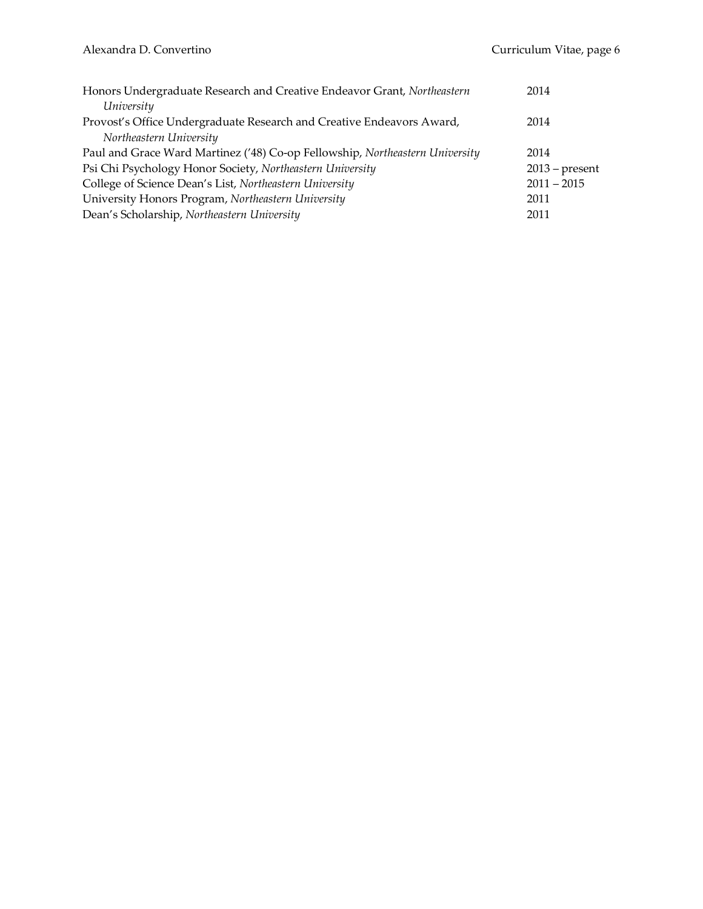Honors Undergraduate Research and Creative Endeavor Grant, *Northeastern University* 2014

Provost's Office Undergraduate Research and Creative Endeavors Award, *Northeastern University* 2014

Paul and Grace Ward Martinez ('48) Co-op Fellowship, *Northeastern University* 2014

Psi Chi Psychology Honor Society, *Northeastern University* 2013 – present

College of Science Dean's List, *Northeastern University* 2011 – 2015

University Honors Program, *Northeastern University* 2011

Dean's Scholarship, *Northeastern University* 2011